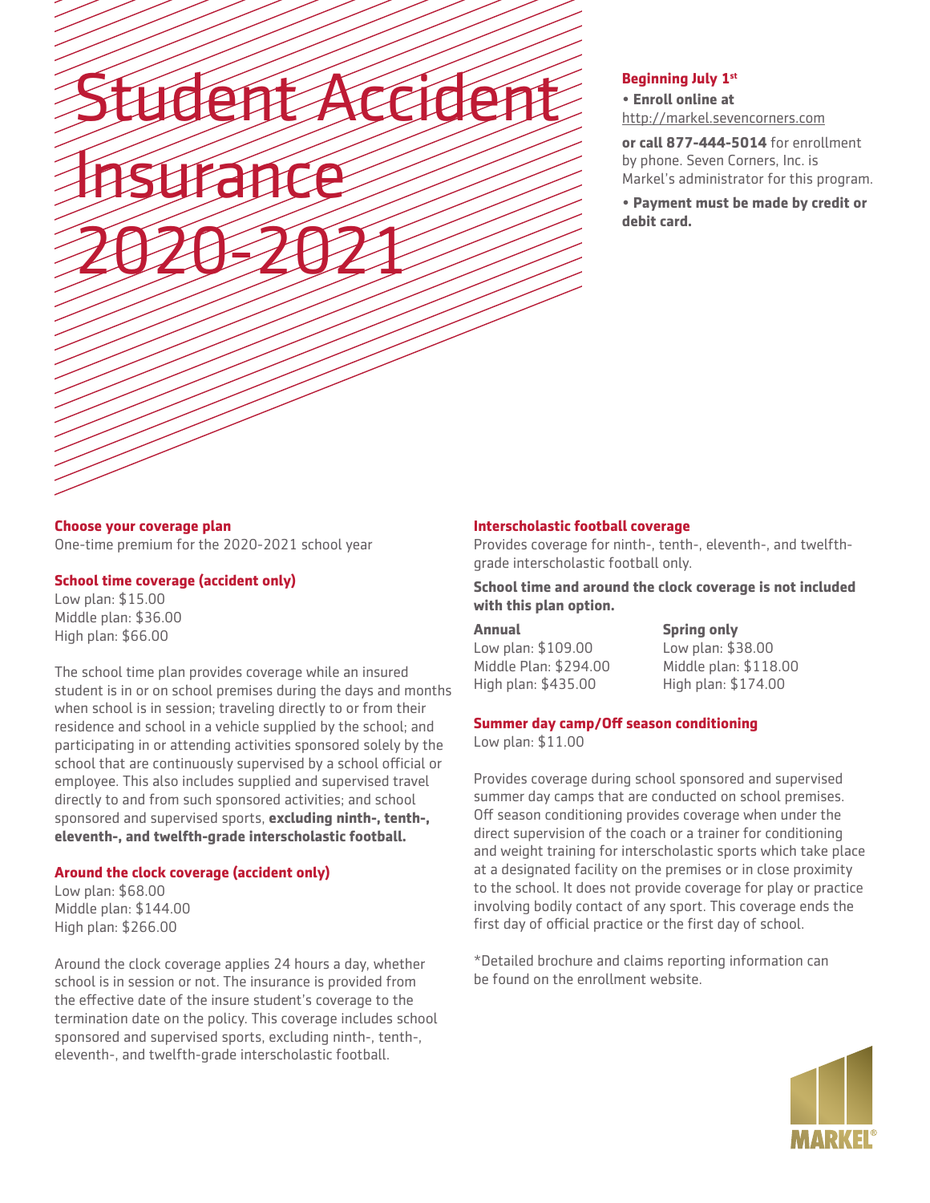# Student Accident Insurance 2020-2021

**Beginning July 1st**

- **Enroll online at** http://markel.sevencorners.com

**or call 877-444-5014** for enrollment by phone. Seven Corners, Inc. is Markel's administrator for this program.

- **Payment must be made by credit or debit card.**

### Choose your coverage plan

One-time premium for the 2020-2021 school year

### School time coverage (accident only)

Low plan: $15.00
Middle plan: $36.00
High plan: $66.00

The school time plan provides coverage while an insured student is in or on school premises during the days and months when school is in session; traveling directly to or from their residence and school in a vehicle supplied by the school; and participating in or attending activities sponsored solely by the school that are continuously supervised by a school official or employee. This also includes supplied and supervised travel directly to and from such sponsored activities; and school sponsored and supervised sports, **excluding ninth-, tenth-, eleventh-, and twelfth-grade interscholastic football.**

### Around the clock coverage (accident only)

Low plan: $68.00
Middle plan: $144.00
High plan: $266.00

Around the clock coverage applies 24 hours a day, whether school is in session or not. The insurance is provided from the effective date of the insure student's coverage to the termination date on the policy. This coverage includes school sponsored and supervised sports, excluding ninth-, tenth-, eleventh-, and twelfth-grade interscholastic football.

### Interscholastic football coverage

Provides coverage for ninth-, tenth-, eleventh-, and twelfth-grade interscholastic football only.

**School time and around the clock coverage is not included with this plan option.**

| Annual | Spring only |
|---|---|
| Low plan: $109.00 | Low plan: $38.00 |
| Middle Plan: $294.00 | Middle plan: $118.00 |
| High plan: $435.00 | High plan: $174.00 |

### Summer day camp/Off season conditioning

Low plan: $11.00

Provides coverage during school sponsored and supervised summer day camps that are conducted on school premises. Off season conditioning provides coverage when under the direct supervision of the coach or a trainer for conditioning and weight training for interscholastic sports which take place at a designated facility on the premises or in close proximity to the school. It does not provide coverage for play or practice involving bodily contact of any sport. This coverage ends the first day of official practice or the first day of school.

*Detailed brochure and claims reporting information can be found on the enrollment website.

MARKEL®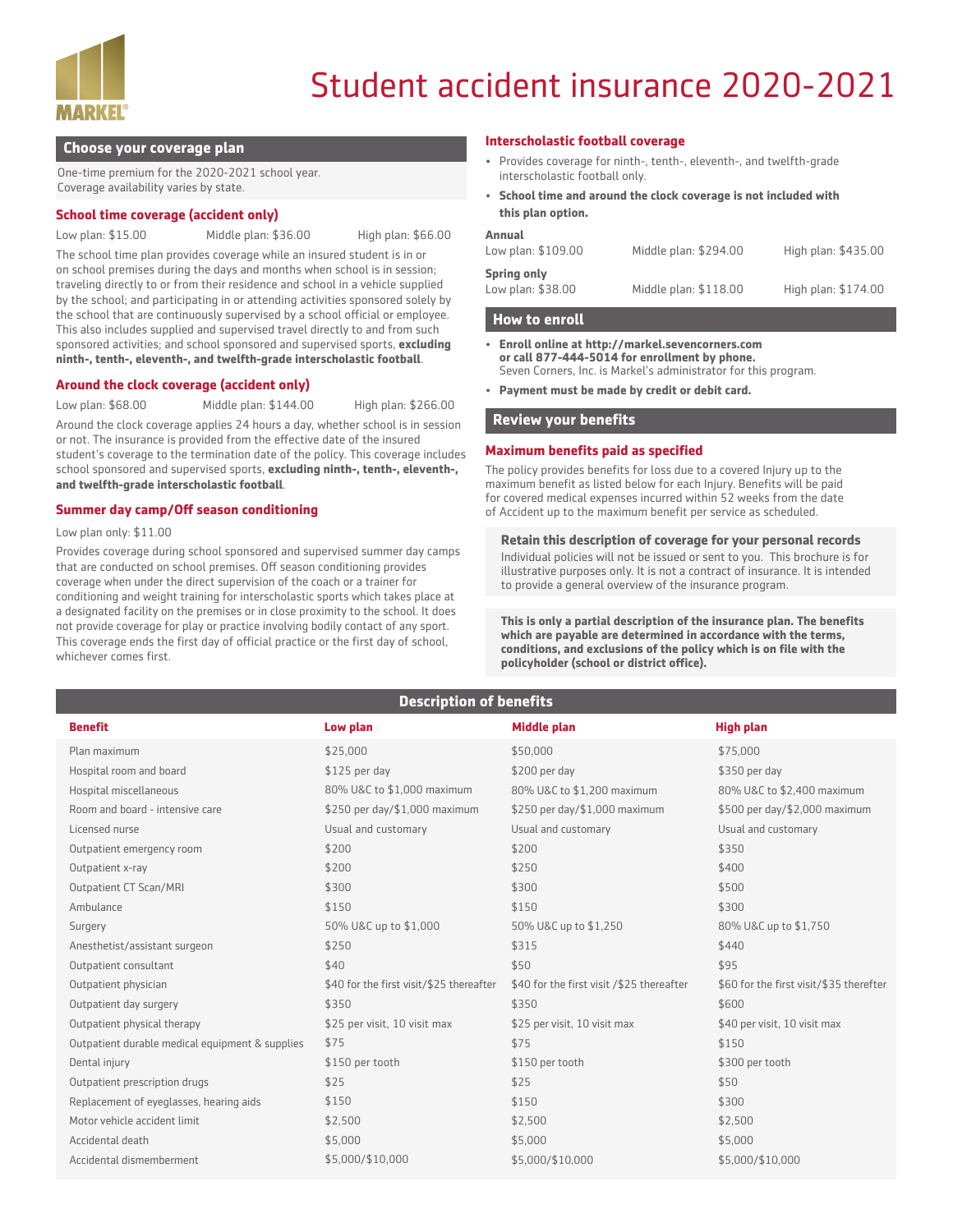MARKEL®

# Student accident insurance 2020-2021

## Choose your coverage plan

One-time premium for the 2020-2021 school year.
Coverage availability varies by state.

### School time coverage (accident only)

Low plan: $15.00 Middle plan: $36.00 High plan: $66.00

The school time plan provides coverage while an insured student is in or on school premises during the days and months when school is in session; traveling directly to or from their residence and school in a vehicle supplied by the school; and participating in or attending activities sponsored solely by the school that are continuously supervised by a school official or employee. This also includes supplied and supervised travel directly to and from such sponsored activities; and school sponsored and supervised sports, **excluding ninth-, tenth-, eleventh-, and twelfth-grade interscholastic football**.

### Around the clock coverage (accident only)

Low plan: $68.00 Middle plan: $144.00 High plan: $266.00

Around the clock coverage applies 24 hours a day, whether school is in session or not. The insurance is provided from the effective date of the insured student's coverage to the termination date of the policy. This coverage includes school sponsored and supervised sports, **excluding ninth-, tenth-, eleventh-, and twelfth-grade interscholastic football**.

### Summer day camp/Off season conditioning

Low plan only: $11.00

Provides coverage during school sponsored and supervised summer day camps that are conducted on school premises. Off season conditioning provides coverage when under the direct supervision of the coach or a trainer for conditioning and weight training for interscholastic sports which takes place at a designated facility on the premises or in close proximity to the school. It does not provide coverage for play or practice involving bodily contact of any sport. This coverage ends the first day of official practice or the first day of school, whichever comes first.

### Interscholastic football coverage

- Provides coverage for ninth-, tenth-, eleventh-, and twelfth-grade interscholastic football only.
- **School time and around the clock coverage is not included with this plan option.**

**Annual**
Low plan: $109.00 Middle plan: $294.00 High plan: $435.00

**Spring only**
Low plan: $38.00 Middle plan: $118.00 High plan: $174.00

## How to enroll

- **Enroll online at http://markel.sevencorners.com or call 877-444-5014 for enrollment by phone.**
  Seven Corners, Inc. is Markel's administrator for this program.
- **Payment must be made by credit or debit card.**

## Review your benefits

### Maximum benefits paid as specified

The policy provides benefits for loss due to a covered Injury up to the maximum benefit as listed below for each Injury. Benefits will be paid for covered medical expenses incurred within 52 weeks from the date of Accident up to the maximum benefit per service as scheduled.

**Retain this description of coverage for your personal records**

Individual policies will not be issued or sent to you. This brochure is for illustrative purposes only. It is not a contract of insurance. It is intended to provide a general overview of the insurance program.

**This is only a partial description of the insurance plan. The benefits which are payable are determined in accordance with the terms, conditions, and exclusions of the policy which is on file with the policyholder (school or district office).**

## Description of benefits

| Benefit | Low plan | Middle plan | High plan |
|---|---|---|---|
| Plan maximum | $25,000 | $50,000 | $75,000 |
| Hospital room and board | $125 per day | $200 per day | $350 per day |
| Hospital miscellaneous | 80% U&C to $1,000 maximum | 80% U&C to $1,200 maximum | 80% U&C to $2,400 maximum |
| Room and board - intensive care | $250 per day/$1,000 maximum | $250 per day/$1,000 maximum | $500 per day/$2,000 maximum |
| Licensed nurse | Usual and customary | Usual and customary | Usual and customary |
| Outpatient emergency room | $200 | $200 | $350 |
| Outpatient x-ray | $200 | $250 | $400 |
| Outpatient CT Scan/MRI | $300 | $300 | $500 |
| Ambulance | $150 | $150 | $300 |
| Surgery | 50% U&C up to $1,000 | 50% U&C up to $1,250 | 80% U&C up to $1,750 |
| Anesthetist/assistant surgeon | $250 | $315 | $440 |
| Outpatient consultant | $40 | $50 | $95 |
| Outpatient physician | $40 for the first visit/$25 thereafter | $40 for the first visit /$25 thereafter | $60 for the first visit/$35 therefter |
| Outpatient day surgery | $350 | $350 | $600 |
| Outpatient physical therapy | $25 per visit, 10 visit max | $25 per visit, 10 visit max | $40 per visit, 10 visit max |
| Outpatient durable medical equipment & supplies | $75 | $75 | $150 |
| Dental injury | $150 per tooth | $150 per tooth | $300 per tooth |
| Outpatient prescription drugs | $25 | $25 | $50 |
| Replacement of eyeglasses, hearing aids | $150 | $150 | $300 |
| Motor vehicle accident limit | $2,500 | $2,500 | $2,500 |
| Accidental death | $5,000 | $5,000 | $5,000 |
| Accidental dismemberment | $5,000/$10,000 | $5,000/$10,000 | $5,000/$10,000 |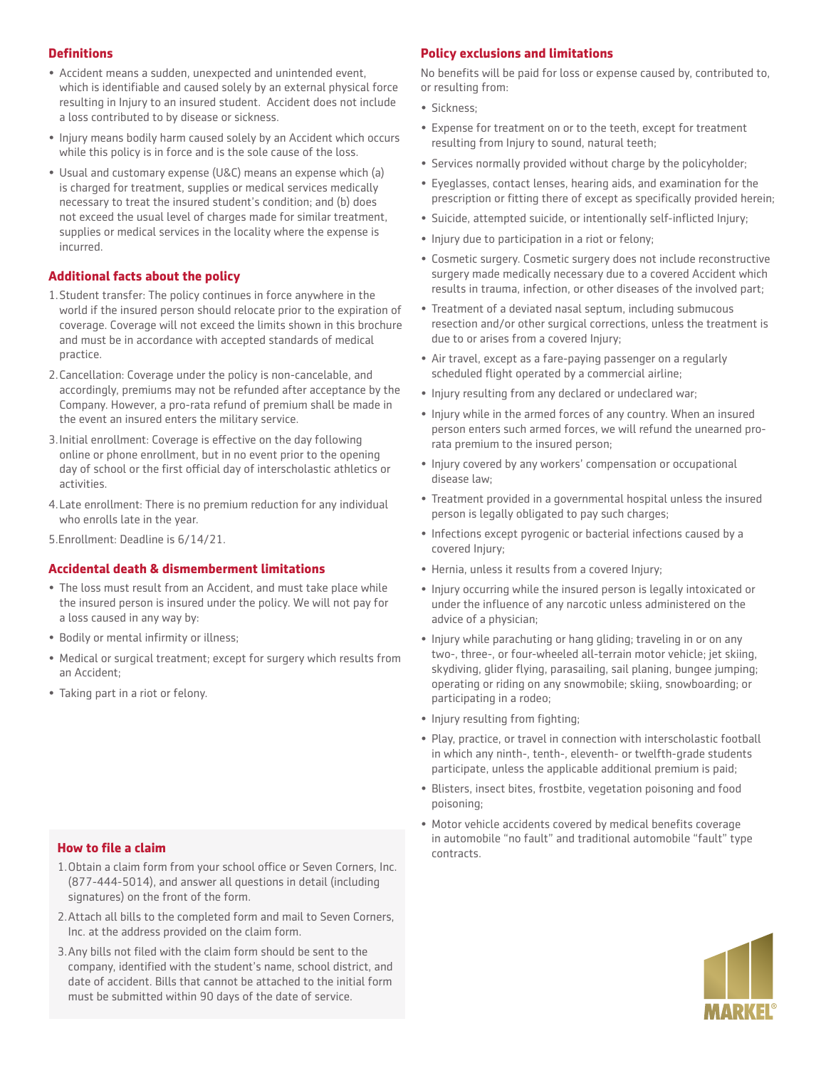## Definitions

- Accident means a sudden, unexpected and unintended event, which is identifiable and caused solely by an external physical force resulting in Injury to an insured student. Accident does not include a loss contributed to by disease or sickness.
- Injury means bodily harm caused solely by an Accident which occurs while this policy is in force and is the sole cause of the loss.
- Usual and customary expense (U&C) means an expense which (a) is charged for treatment, supplies or medical services medically necessary to treat the insured student's condition; and (b) does not exceed the usual level of charges made for similar treatment, supplies or medical services in the locality where the expense is incurred.

## Additional facts about the policy

1. Student transfer: The policy continues in force anywhere in the world if the insured person should relocate prior to the expiration of coverage. Coverage will not exceed the limits shown in this brochure and must be in accordance with accepted standards of medical practice.
2. Cancellation: Coverage under the policy is non-cancelable, and accordingly, premiums may not be refunded after acceptance by the Company. However, a pro-rata refund of premium shall be made in the event an insured enters the military service.
3. Initial enrollment: Coverage is effective on the day following online or phone enrollment, but in no event prior to the opening day of school or the first official day of interscholastic athletics or activities.
4. Late enrollment: There is no premium reduction for any individual who enrolls late in the year.
5. Enrollment: Deadline is 6/14/21.

## Accidental death & dismemberment limitations

- The loss must result from an Accident, and must take place while the insured person is insured under the policy. We will not pay for a loss caused in any way by:
- Bodily or mental infirmity or illness;
- Medical or surgical treatment; except for surgery which results from an Accident;
- Taking part in a riot or felony.

## How to file a claim

1. Obtain a claim form from your school office or Seven Corners, Inc. (877-444-5014), and answer all questions in detail (including signatures) on the front of the form.
2. Attach all bills to the completed form and mail to Seven Corners, Inc. at the address provided on the claim form.
3. Any bills not filed with the claim form should be sent to the company, identified with the student's name, school district, and date of accident. Bills that cannot be attached to the initial form must be submitted within 90 days of the date of service.

## Policy exclusions and limitations

No benefits will be paid for loss or expense caused by, contributed to, or resulting from:

- Sickness;
- Expense for treatment on or to the teeth, except for treatment resulting from Injury to sound, natural teeth;
- Services normally provided without charge by the policyholder;
- Eyeglasses, contact lenses, hearing aids, and examination for the prescription or fitting there of except as specifically provided herein;
- Suicide, attempted suicide, or intentionally self-inflicted Injury;
- Injury due to participation in a riot or felony;
- Cosmetic surgery. Cosmetic surgery does not include reconstructive surgery made medically necessary due to a covered Accident which results in trauma, infection, or other diseases of the involved part;
- Treatment of a deviated nasal septum, including submucous resection and/or other surgical corrections, unless the treatment is due to or arises from a covered Injury;
- Air travel, except as a fare-paying passenger on a regularly scheduled flight operated by a commercial airline;
- Injury resulting from any declared or undeclared war;
- Injury while in the armed forces of any country. When an insured person enters such armed forces, we will refund the unearned pro-rata premium to the insured person;
- Injury covered by any workers' compensation or occupational disease law;
- Treatment provided in a governmental hospital unless the insured person is legally obligated to pay such charges;
- Infections except pyrogenic or bacterial infections caused by a covered Injury;
- Hernia, unless it results from a covered Injury;
- Injury occurring while the insured person is legally intoxicated or under the influence of any narcotic unless administered on the advice of a physician;
- Injury while parachuting or hang gliding; traveling in or on any two-, three-, or four-wheeled all-terrain motor vehicle; jet skiing, skydiving, glider flying, parasailing, sail planing, bungee jumping; operating or riding on any snowmobile; skiing, snowboarding; or participating in a rodeo;
- Injury resulting from fighting;
- Play, practice, or travel in connection with interscholastic football in which any ninth-, tenth-, eleventh- or twelfth-grade students participate, unless the applicable additional premium is paid;
- Blisters, insect bites, frostbite, vegetation poisoning and food poisoning;
- Motor vehicle accidents covered by medical benefits coverage in automobile "no fault" and traditional automobile "fault" type contracts.

MARKEL®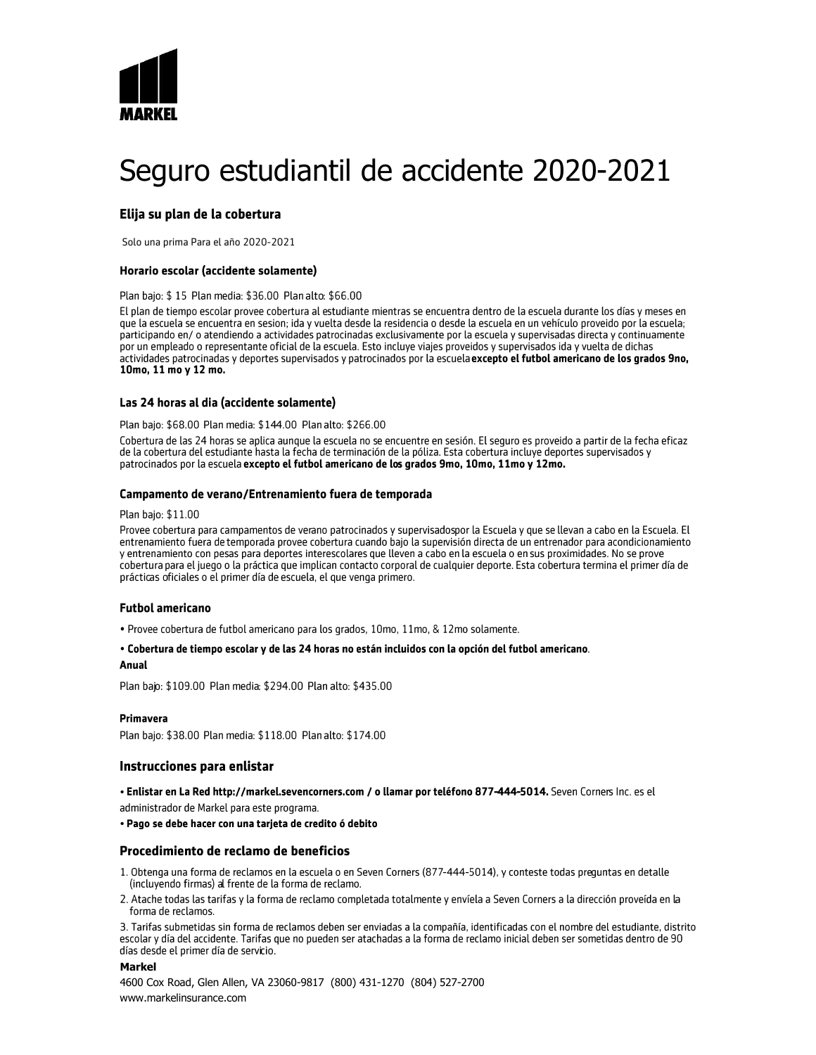MARKEL

# Seguro estudiantil de accidente 2020-2021

## Elija su plan de la cobertura

Solo una prima Para el año 2020-2021

### Horario escolar (accidente solamente)

Plan bajo: $ 15 Plan media: $36.00 Plan alto: $66.00

El plan de tiempo escolar provee cobertura al estudiante mientras se encuentra dentro de la escuela durante los días y meses en que la escuela se encuentra en sesion; ida y vuelta desde la residencia o desde la escuela en un vehículo proveido por la escuela; participando en/ o atendiendo a actividades patrocinadas exclusivamente por la escuela y supervisadas directa y continuamente por un empleado o representante oficial de la escuela. Esto incluye viajes proveidos y supervisados ida y vuelta de dichas actividades patrocinadas y deportes supervisados y patrocinados por la escuela **excepto el futbol americano de los grados 9no, 10mo, 11 mo y 12 mo.**

### Las 24 horas al dia (accidente solamente)

Plan bajo: $68.00 Plan media: $144.00 Plan alto: $266.00

Cobertura de las 24 horas se aplica aunque la escuela no se encuentre en sesión. El seguro es proveido a partir de la fecha eficaz de la cobertura del estudiante hasta la fecha de terminación de la póliza. Esta cobertura incluye deportes supervisados y patrocinados por la escuela **excepto el futbol americano de los grados 9mo, 10mo, 11mo y 12mo.**

### Campamento de verano/Entrenamiento fuera de temporada

Plan bajo: $11.00

Provee cobertura para campamentos de verano patrocinados y supervisadospor la Escuela y que se llevan a cabo en la Escuela. El entrenamiento fuera de temporada provee cobertura cuando bajo la supervisión directa de un entrenador para acondicionamiento y entrenamiento con pesas para deportes interescolares que lleven a cabo en la escuela o en sus proximidades. No se prove cobertura para el juego o la práctica que implican contacto corporal de cualquier deporte. Esta cobertura termina el primer día de prácticas oficiales o el primer día de escuela, el que venga primero.

### Futbol americano

- Provee cobertura de futbol americano para los grados, 10mo, 11mo, & 12mo solamente.
- **Cobertura de tiempo escolar y de las 24 horas no están incluidos con la opción del futbol americano**.

**Anual**

Plan bajo: $109.00 Plan media: $294.00 Plan alto: $435.00

**Primavera**

Plan bajo: $38.00 Plan media: $118.00 Plan alto: $174.00

## Instrucciones para enlistar

- **Enlistar en La Red http://markel.sevencorners.com / o llamar por teléfono 877-444-5014.** Seven Corners Inc. es el administrador de Markel para este programa.
- **Pago se debe hacer con una tarjeta de credito ó debito**

## Procedimiento de reclamo de beneficios

1. Obtenga una forma de reclamos en la escuela o en Seven Corners (877-444-5014), y conteste todas preguntas en detalle (incluyendo firmas) al frente de la forma de reclamo.
2. Atache todas las tarifas y la forma de reclamo completada totalmente y envíela a Seven Corners a la dirección proveída en la forma de reclamos.
3. Tarifas submetidas sin forma de reclamos deben ser enviadas a la compañía, identificadas con el nombre del estudiante, distrito escolar y día del accidente. Tarifas que no pueden ser atachadas a la forma de reclamo inicial deben ser sometidas dentro de 90 días desde el primer día de servicio.

**Markel**

4600 Cox Road, Glen Allen, VA 23060-9817 (800) 431-1270 (804) 527-2700

www.markelinsurance.com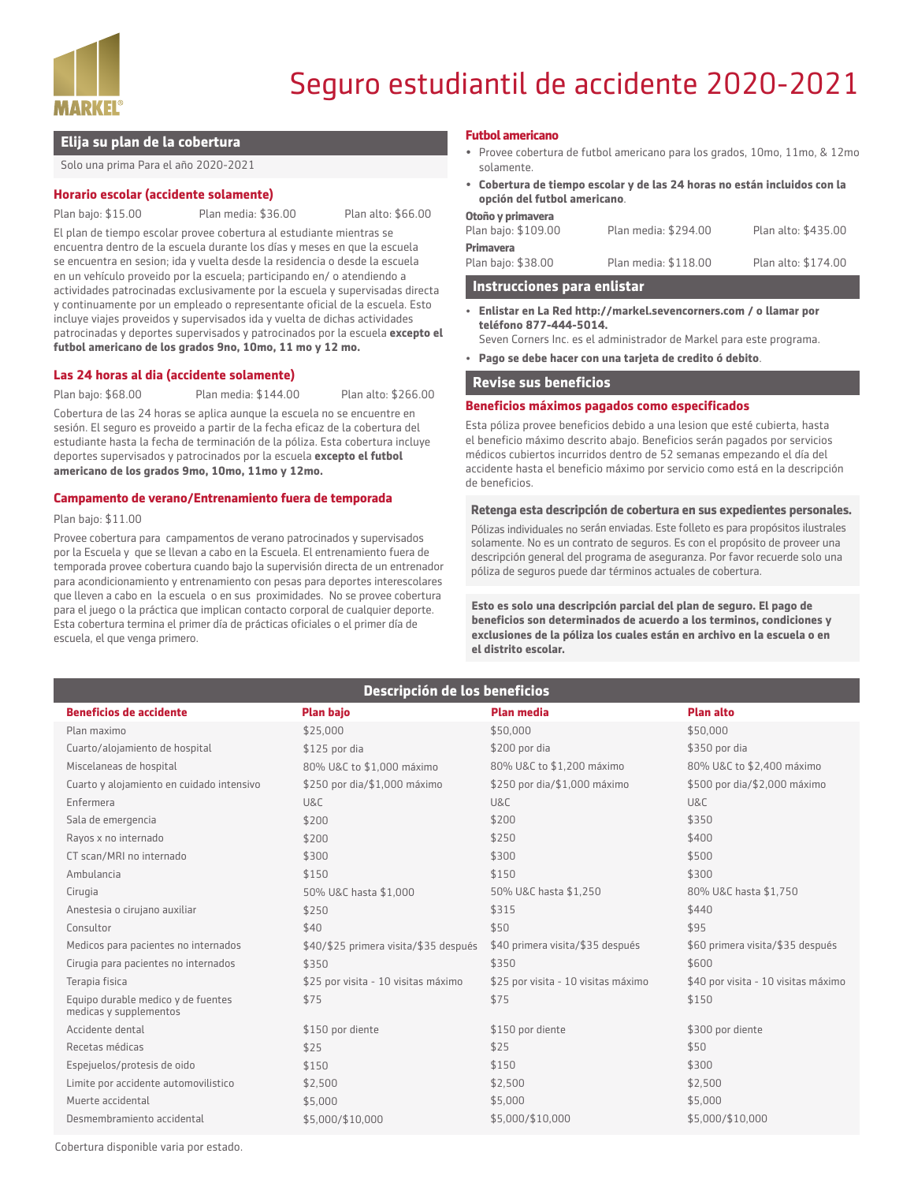# Seguro estudiantil de accidente 2020-2021

## Elija su plan de la cobertura

Solo una prima Para el año 2020-2021

### Horario escolar (accidente solamente)

Plan bajo: $15.00 Plan media: $36.00 Plan alto: $66.00

El plan de tiempo escolar provee cobertura al estudiante mientras se encuentra dentro de la escuela durante los días y meses en que la escuela se encuentra en sesion; ida y vuelta desde la residencia o desde la escuela en un vehículo proveido por la escuela; participando en/ o atendiendo a actividades patrocinadas exclusivamente por la escuela y supervisadas directa y continuamente por un empleado o representante oficial de la escuela. Esto incluye viajes proveidos y supervisados ida y vuelta de dichas actividades patrocinadas y deportes supervisados y patrocinados por la escuela **excepto el futbol americano de los grados 9no, 10mo, 11 mo y 12 mo.**

### Las 24 horas al dia (accidente solamente)

Plan bajo: $68.00 Plan media: $144.00 Plan alto: $266.00

Cobertura de las 24 horas se aplica aunque la escuela no se encuentre en sesión. El seguro es proveido a partir de la fecha eficaz de la cobertura del estudiante hasta la fecha de terminación de la póliza. Esta cobertura incluye deportes supervisados y patrocinados por la escuela **excepto el futbol americano de los grados 9mo, 10mo, 11mo y 12mo.**

### Campamento de verano/Entrenamiento fuera de temporada

Plan bajo: $11.00

Provee cobertura para campamentos de verano patrocinados y supervisados por la Escuela y que se llevan a cabo en la Escuela. El entrenamiento fuera de temporada provee cobertura cuando bajo la supervisión directa de un entrenador para acondicionamiento y entrenamiento con pesas para deportes interescolares que lleven a cabo en la escuela o en sus proximidades. No se provee cobertura para el juego o la práctica que implican contacto corporal de cualquier deporte. Esta cobertura termina el primer día de prácticas oficiales o el primer día de escuela, el que venga primero.

### Futbol americano

- Provee cobertura de futbol americano para los grados, 10mo, 11mo, & 12mo solamente.
- **Cobertura de tiempo escolar y de las 24 horas no están incluidos con la opción del futbol americano**.

**Otoño y primavera**

Plan bajo: $109.00 Plan media: $294.00 Plan alto: $435.00

**Primavera**

Plan bajo: $38.00 Plan media: $118.00 Plan alto: $174.00

## Instrucciones para enlistar

- **Enlistar en La Red http://markel.sevencorners.com / o llamar por teléfono 877-444-5014.**
  Seven Corners Inc. es el administrador de Markel para este programa.
- **Pago se debe hacer con una tarjeta de credito ó debito**.

## Revise sus beneficios

### Beneficios máximos pagados como especificados

Esta póliza provee beneficios debido a una lesion que esté cubierta, hasta el beneficio máximo descrito abajo. Beneficios serán pagados por servicios médicos cubiertos incurridos dentro de 52 semanas empezando el día del accidente hasta el beneficio máximo por servicio como está en la descripción de beneficios.

**Retenga esta descripción de cobertura en sus expedientes personales.**

Pólizas individuales no serán enviadas. Este folleto es para propósitos ilustrales solamente. No es un contrato de seguros. Es con el propósito de proveer una descripción general del programa de aseguranza. Por favor recuerde solo una póliza de seguros puede dar términos actuales de cobertura.

**Esto es solo una descripción parcial del plan de seguro. El pago de beneficios son determinados de acuerdo a los terminos, condiciones y exclusiones de la póliza los cuales están en archivo en la escuela o en el distrito escolar.**

## Descripción de los beneficios

| Beneficios de accidente | Plan bajo | Plan media | Plan alto |
|---|---|---|---|
| Plan maximo | $25,000 | $50,000 | $50,000 |
| Cuarto/alojamiento de hospital | $125 por dia | $200 por dia | $350 por dia |
| Miscelaneas de hospital | 80% U&C to $1,000 máximo | 80% U&C to $1,200 máximo | 80% U&C to $2,400 máximo |
| Cuarto y alojamiento en cuidado intensivo | $250 por dia/$1,000 máximo | $250 por dia/$1,000 máximo | $500 por dia/$2,000 máximo |
| Enfermera | U&C | U&C | U&C |
| Sala de emergencia | $200 | $200 | $350 |
| Rayos x no internado | $200 | $250 | $400 |
| CT scan/MRI no internado | $300 | $300 | $500 |
| Ambulancia | $150 | $150 | $300 |
| Cirugia | 50% U&C hasta $1,000 | 50% U&C hasta $1,250 | 80% U&C hasta $1,750 |
| Anestesia o cirujano auxiliar | $250 | $315 | $440 |
| Consultor | $40 | $50 | $95 |
| Medicos para pacientes no internados | $40/$25 primera visita/$35 después | $40 primera visita/$35 después | $60 primera visita/$35 después |
| Cirugia para pacientes no internados | $350 | $350 | $600 |
| Terapia fisica | $25 por visita - 10 visitas máximo | $25 por visita - 10 visitas máximo | $40 por visita - 10 visitas máximo |
| Equipo durable medico y de fuentes medicas y supplementos | $75 | $75 | $150 |
| Accidente dental | $150 por diente | $150 por diente | $300 por diente |
| Recetas médicas | $25 | $25 | $50 |
| Espejuelos/protesis de oido | $150 | $150 | $300 |
| Limite por accidente automovilistico | $2,500 | $2,500 | $2,500 |
| Muerte accidental | $5,000 | $5,000 | $5,000 |
| Desmembramiento accidental | $5,000/$10,000 | $5,000/$10,000 | $5,000/$10,000 |

Cobertura disponible varia por estado.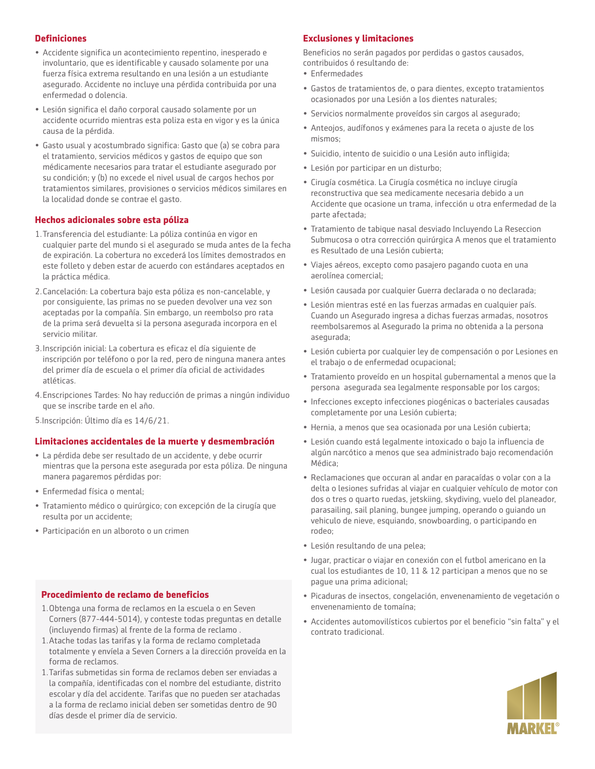## Definiciones

- Accidente significa un acontecimiento repentino, inesperado e involuntario, que es identificable y causado solamente por una fuerza física extrema resultando en una lesión a un estudiante asegurado. Accidente no incluye una pérdida contribuida por una enfermedad o dolencia.
- Lesión significa el daño corporal causado solamente por un accidente ocurrido mientras esta poliza esta en vigor y es la única causa de la pérdida.
- Gasto usual y acostumbrado significa: Gasto que (a) se cobra para el tratamiento, servicios médicos y gastos de equipo que son médicamente necesarios para tratar el estudiante asegurado por su condición; y (b) no excede el nivel usual de cargos hechos por tratamientos similares, provisiones o servicios médicos similares en la localidad donde se contrae el gasto.

## Hechos adicionales sobre esta póliza

1. Transferencia del estudiante: La póliza continúa en vigor en cualquier parte del mundo si el asegurado se muda antes de la fecha de expiración. La cobertura no excederá los límites demostrados en este folleto y deben estar de acuerdo con estándares aceptados en la práctica médica.
2. Cancelación: La cobertura bajo esta póliza es non-cancelable, y por consiguiente, las primas no se pueden devolver una vez son aceptadas por la compañía. Sin embargo, un reembolso pro rata de la prima será devuelta si la persona asegurada incorpora en el servicio militar.
3. Inscripción inicial: La cobertura es eficaz el día siguiente de inscripción por teléfono o por la red, pero de ninguna manera antes del primer día de escuela o el primer día oficial de actividades atléticas.
4. Enscripciones Tardes: No hay reducción de primas a ningún individuo que se inscribe tarde en el año.
5. Inscripción: Último día es 14/6/21.

## Limitaciones accidentales de la muerte y desmembración

- La pérdida debe ser resultado de un accidente, y debe ocurrir mientras que la persona este asegurada por esta póliza. De ninguna manera pagaremos pérdidas por:
- Enfermedad física o mental;
- Tratamiento médico o quirúrgico; con excepción de la cirugía que resulta por un accidente;
- Participación en un alboroto o un crimen

## Procedimiento de reclamo de beneficios

1. Obtenga una forma de reclamos en la escuela o en Seven Corners (877-444-5014), y conteste todas preguntas en detalle (incluyendo firmas) al frente de la forma de reclamo .
1. Atache todas las tarifas y la forma de reclamo completada totalmente y envíela a Seven Corners a la dirección proveída en la forma de reclamos.
1. Tarifas submetidas sin forma de reclamos deben ser enviadas a la compañía, identificadas con el nombre del estudiante, distrito escolar y día del accidente. Tarifas que no pueden ser atachadas a la forma de reclamo inicial deben ser sometidas dentro de 90 días desde el primer día de servicio.

## Exclusiones y limitaciones

Beneficios no serán pagados por perdidas o gastos causados, contribuidos ó resultando de:

- Enfermedades
- Gastos de tratamientos de, o para dientes, excepto tratamientos ocasionados por una Lesión a los dientes naturales;
- Servicios normalmente proveídos sin cargos al asegurado;
- Anteojos, audífonos y exámenes para la receta o ajuste de los mismos;
- Suicidio, intento de suicidio o una Lesión auto infligida;
- Lesión por participar en un disturbo;
- Cirugía cosmética. La Cirugía cosmética no incluye cirugía reconstructiva que sea medicamente necesaria debido a un Accidente que ocasione un trama, infección u otra enfermedad de la parte afectada;
- Tratamiento de tabique nasal desviado Incluyendo La Reseccion Submucosa o otra corrección quirúrgica A menos que el tratamiento es Resultado de una Lesión cubierta;
- Viajes aéreos, excepto como pasajero pagando cuota en una aerolínea comercial;
- Lesión causada por cualquier Guerra declarada o no declarada;
- Lesión mientras esté en las fuerzas armadas en cualquier país. Cuando un Asegurado ingresa a dichas fuerzas armadas, nosotros reembolsaremos al Asegurado la prima no obtenida a la persona asegurada;
- Lesión cubierta por cualquier ley de compensación o por Lesiones en el trabajo o de enfermedad ocupacional;
- Tratamiento proveído en un hospital gubernamental a menos que la persona asegurada sea legalmente responsable por los cargos;
- Infecciones excepto infecciones piogénicas o bacteriales causadas completamente por una Lesión cubierta;
- Hernia, a menos que sea ocasionada por una Lesión cubierta;
- Lesión cuando está legalmente intoxicado o bajo la influencia de algún narcótico a menos que sea administrado bajo recomendación Médica;
- Reclamaciones que occuran al andar en paracaídas o volar con a la delta o lesiones sufridas al viajar en cualquier vehículo de motor con dos o tres o quarto ruedas, jetskiing, skydiving, vuelo del planeador, parasailing, sail planing, bungee jumping, operando o guiando un vehiculo de nieve, esquiando, snowboarding, o participando en rodeo;
- Lesión resultando de una pelea;
- Jugar, practicar o viajar en conexión con el futbol americano en la cual los estudiantes de 10, 11 & 12 participan a menos que no se pague una prima adicional;
- Picaduras de insectos, congelación, envenenamiento de vegetación o envenenamiento de tomaína;
- Accidentes automovilísticos cubiertos por el beneficio "sin falta" y el contrato tradicional.

MARKEL®